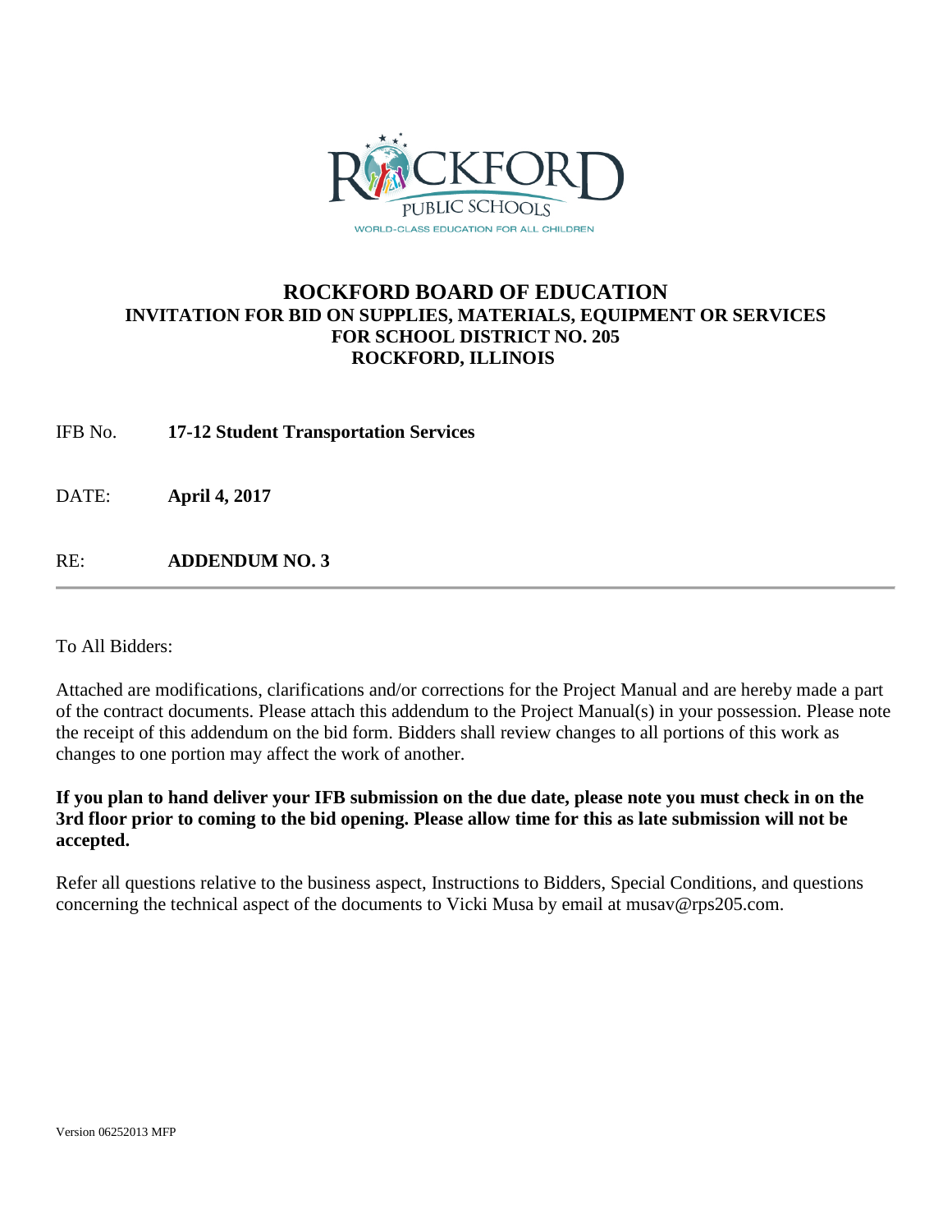# ROCKFORD BOARD OF EDUCATION

## INVITATION FOR BID ON SUPPLIES, MATERIALS, EQUIPMENT OR SERVICES FOR SCHOOL DISTRICT NO. 205 ROCKFORD, ILLINOIS

IFB No. **17-12 Student Transportation Services**

DATE: **April 4, 2017**

RE: **ADDENDUM NO. 3**

---

To All Bidders:

Attached are modifications, clarifications and/or corrections for the Project Manual and are hereby made a part of the contract documents. Please attach this addendum to the Project Manual(s) in your possession. Please note the receipt of this addendum on the bid form. Bidders shall review changes to all portions of this work as changes to one portion may affect the work of another.

**If you plan to hand deliver your IFB submission on the due date, please note you must check in on the 3rd floor prior to coming to the bid opening. Please allow time for this as late submission will not be accepted.**

Refer all questions relative to the business aspect, Instructions to Bidders, Special Conditions, and questions concerning the technical aspect of the documents to Vicki Musa by email at musav@rps205.com.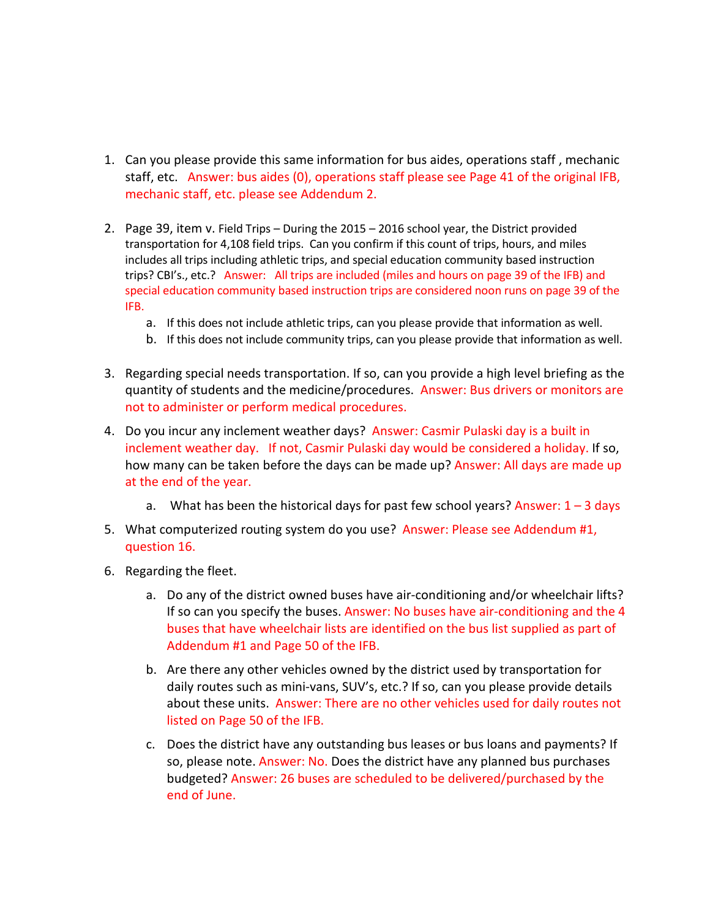1. Can you please provide this same information for bus aides, operations staff , mechanic staff, etc. Answer: bus aides (0), operations staff please see Page 41 of the original IFB, mechanic staff, etc. please see Addendum 2.

2. Page 39, item v. Field Trips – During the 2015 – 2016 school year, the District provided transportation for 4,108 field trips. Can you confirm if this count of trips, hours, and miles includes all trips including athletic trips, and special education community based instruction trips? CBI's., etc.? Answer: All trips are included (miles and hours on page 39 of the IFB) and special education community based instruction trips are considered noon runs on page 39 of the IFB.
   a. If this does not include athletic trips, can you please provide that information as well.
   b. If this does not include community trips, can you please provide that information as well.

3. Regarding special needs transportation. If so, can you provide a high level briefing as the quantity of students and the medicine/procedures. Answer: Bus drivers or monitors are not to administer or perform medical procedures.

4. Do you incur any inclement weather days? Answer: Casmir Pulaski day is a built in inclement weather day. If not, Casmir Pulaski day would be considered a holiday. If so, how many can be taken before the days can be made up? Answer: All days are made up at the end of the year.
   a. What has been the historical days for past few school years? Answer: 1 – 3 days

5. What computerized routing system do you use? Answer: Please see Addendum #1, question 16.

6. Regarding the fleet.
   a. Do any of the district owned buses have air-conditioning and/or wheelchair lifts? If so can you specify the buses. Answer: No buses have air-conditioning and the 4 buses that have wheelchair lists are identified on the bus list supplied as part of Addendum #1 and Page 50 of the IFB.
   b. Are there any other vehicles owned by the district used by transportation for daily routes such as mini-vans, SUV's, etc.? If so, can you please provide details about these units. Answer: There are no other vehicles used for daily routes not listed on Page 50 of the IFB.
   c. Does the district have any outstanding bus leases or bus loans and payments? If so, please note. Answer: No. Does the district have any planned bus purchases budgeted? Answer: 26 buses are scheduled to be delivered/purchased by the end of June.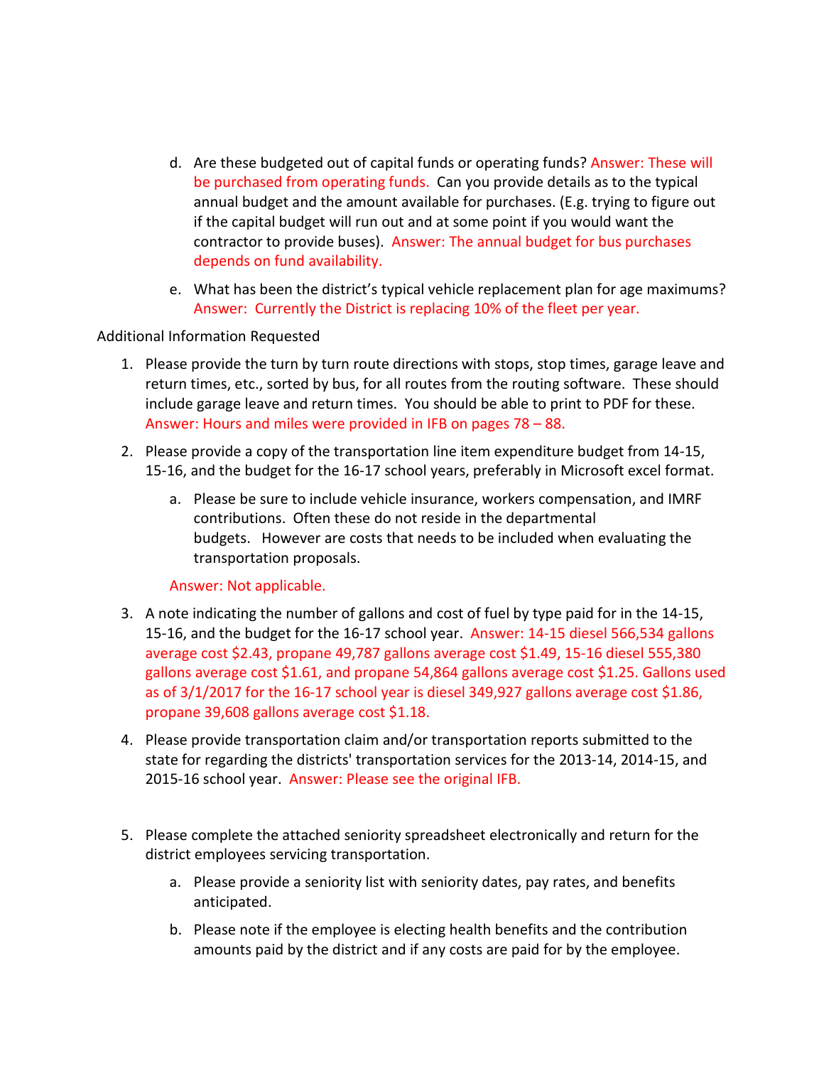d. Are these budgeted out of capital funds or operating funds? Answer: These will be purchased from operating funds. Can you provide details as to the typical annual budget and the amount available for purchases. (E.g. trying to figure out if the capital budget will run out and at some point if you would want the contractor to provide buses). Answer: The annual budget for bus purchases depends on fund availability.

  e. What has been the district's typical vehicle replacement plan for age maximums? Answer: Currently the District is replacing 10% of the fleet per year.

Additional Information Requested

1. Please provide the turn by turn route directions with stops, stop times, garage leave and return times, etc., sorted by bus, for all routes from the routing software. These should include garage leave and return times. You should be able to print to PDF for these. Answer: Hours and miles were provided in IFB on pages 78 – 88.

2. Please provide a copy of the transportation line item expenditure budget from 14-15, 15-16, and the budget for the 16-17 school years, preferably in Microsoft excel format.

   a. Please be sure to include vehicle insurance, workers compensation, and IMRF contributions. Often these do not reside in the departmental budgets. However are costs that needs to be included when evaluating the transportation proposals.

   Answer: Not applicable.

3. A note indicating the number of gallons and cost of fuel by type paid for in the 14-15, 15-16, and the budget for the 16-17 school year. Answer: 14-15 diesel 566,534 gallons average cost $2.43, propane 49,787 gallons average cost $1.49, 15-16 diesel 555,380 gallons average cost $1.61, and propane 54,864 gallons average cost $1.25. Gallons used as of 3/1/2017 for the 16-17 school year is diesel 349,927 gallons average cost $1.86, propane 39,608 gallons average cost $1.18.

4. Please provide transportation claim and/or transportation reports submitted to the state for regarding the districts' transportation services for the 2013-14, 2014-15, and 2015-16 school year. Answer: Please see the original IFB.

5. Please complete the attached seniority spreadsheet electronically and return for the district employees servicing transportation.

   a. Please provide a seniority list with seniority dates, pay rates, and benefits anticipated.

   b. Please note if the employee is electing health benefits and the contribution amounts paid by the district and if any costs are paid for by the employee.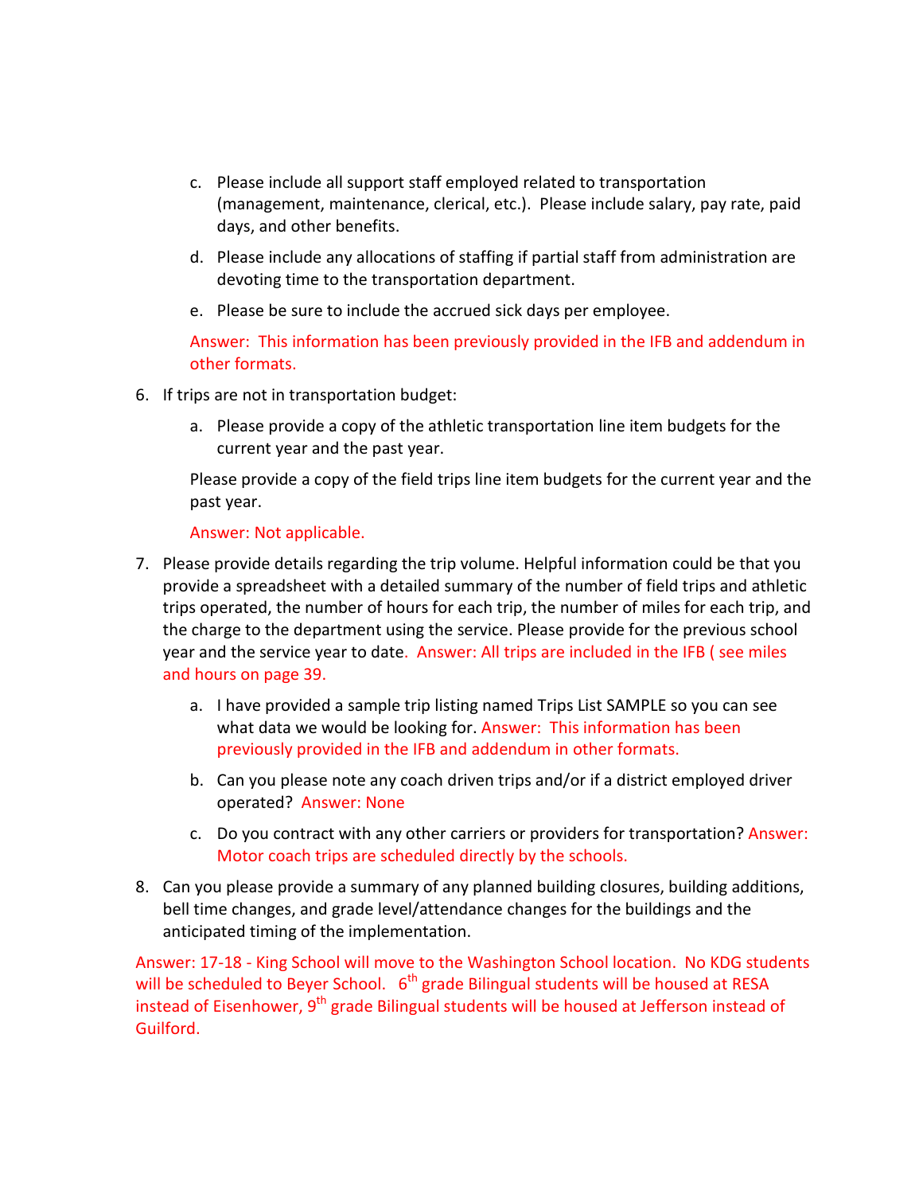c. Please include all support staff employed related to transportation (management, maintenance, clerical, etc.). Please include salary, pay rate, paid days, and other benefits.

d. Please include any allocations of staffing if partial staff from administration are devoting time to the transportation department.

e. Please be sure to include the accrued sick days per employee.

Answer: This information has been previously provided in the IFB and addendum in other formats.

6. If trips are not in transportation budget:

   a. Please provide a copy of the athletic transportation line item budgets for the current year and the past year.

   Please provide a copy of the field trips line item budgets for the current year and the past year.

   Answer: Not applicable.

7. Please provide details regarding the trip volume. Helpful information could be that you provide a spreadsheet with a detailed summary of the number of field trips and athletic trips operated, the number of hours for each trip, the number of miles for each trip, and the charge to the department using the service. Please provide for the previous school year and the service year to date. Answer: All trips are included in the IFB ( see miles and hours on page 39.

   a. I have provided a sample trip listing named Trips List SAMPLE so you can see what data we would be looking for. Answer: This information has been previously provided in the IFB and addendum in other formats.

   b. Can you please note any coach driven trips and/or if a district employed driver operated? Answer: None

   c. Do you contract with any other carriers or providers for transportation? Answer: Motor coach trips are scheduled directly by the schools.

8. Can you please provide a summary of any planned building closures, building additions, bell time changes, and grade level/attendance changes for the buildings and the anticipated timing of the implementation.

Answer: 17-18 - King School will move to the Washington School location. No KDG students will be scheduled to Beyer School. 6th grade Bilingual students will be housed at RESA instead of Eisenhower, 9th grade Bilingual students will be housed at Jefferson instead of Guilford.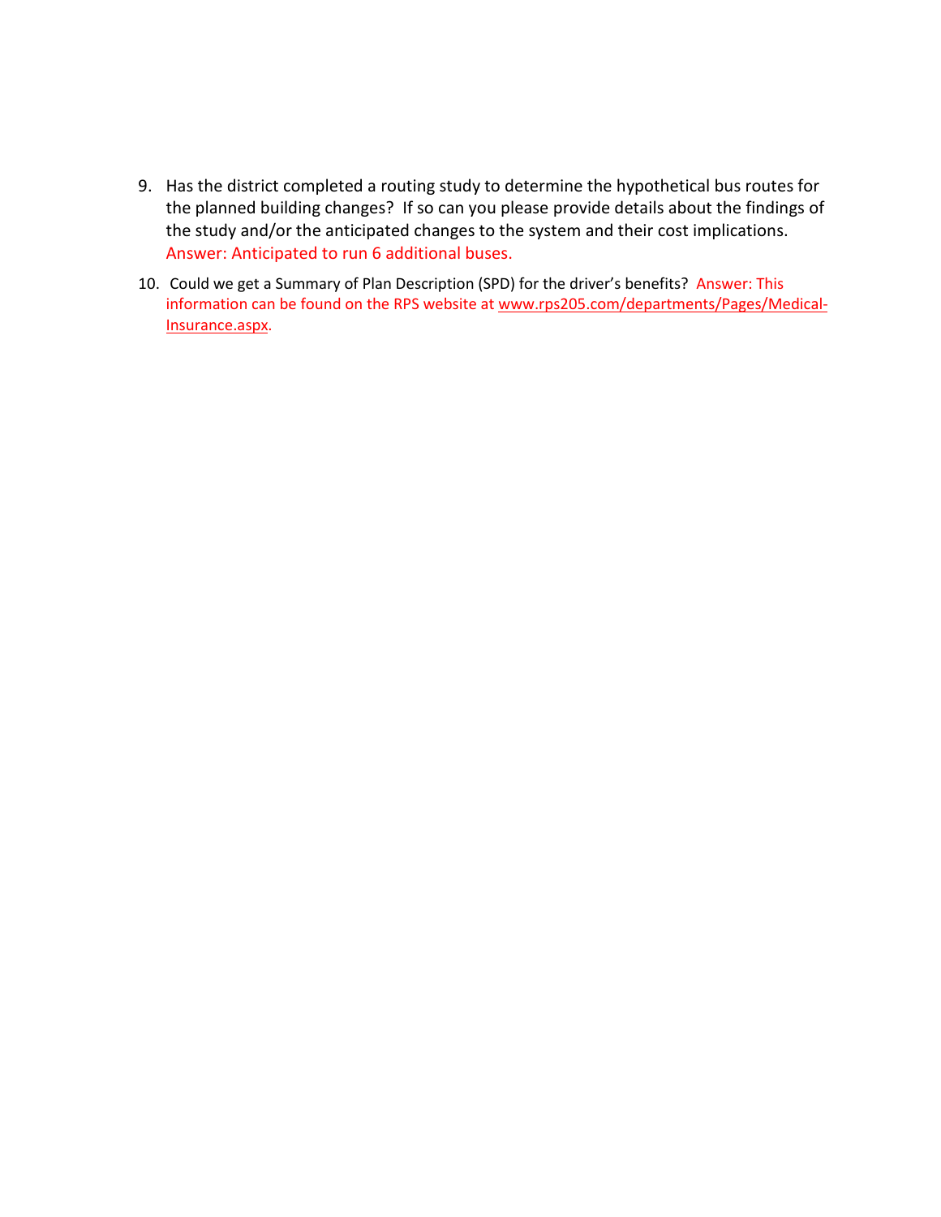9. Has the district completed a routing study to determine the hypothetical bus routes for the planned building changes? If so can you please provide details about the findings of the study and/or the anticipated changes to the system and their cost implications. Answer: Anticipated to run 6 additional buses.

10. Could we get a Summary of Plan Description (SPD) for the driver's benefits? Answer: This information can be found on the RPS website at www.rps205.com/departments/Pages/Medical-Insurance.aspx.